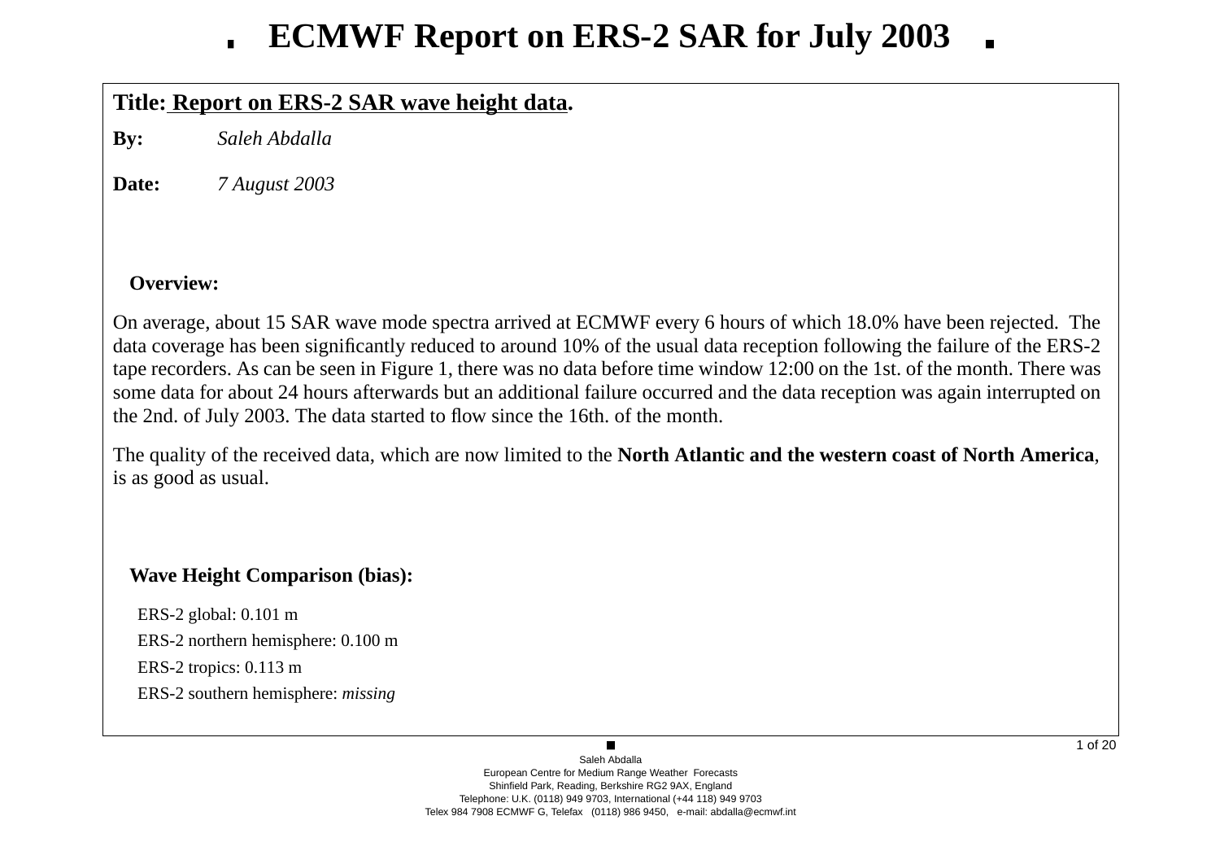# ECMWF Report on ERS-2 SAR for July 2003

**Title:** **Report on ERS-2 SAR wave height data.**

**By:** *Saleh Abdalla*

**Date:** *7 August 2003*

## Overview:

On average, about 15 SAR wave mode spectra arrived at ECMWF every 6 hours of which 18.0% have been rejected. The data coverage has been significantly reduced to around 10% of the usual data reception following the failure of the ERS-2 tape recorders. As can be seen in Figure 1, there was no data before time window 12:00 on the 1st. of the month. There was some data for about 24 hours afterwards but an additional failure occurred and the data reception was again interrupted on the 2nd. of July 2003. The data started to flow since the 16th. of the month.

The quality of the received data, which are now limited to the **North Atlantic and the western coast of North America**, is as good as usual.

## Wave Height Comparison (bias):

ERS-2 global: 0.101 m

ERS-2 northern hemisphere: 0.100 m

ERS-2 tropics: 0.113 m

ERS-2 southern hemisphere: *missing*

Saleh Abdalla
European Centre for Medium Range Weather Forecasts
Shinfield Park, Reading, Berkshire RG2 9AX, England
Telephone: U.K. (0118) 949 9703, International (+44 118) 949 9703
Telex 984 7908 ECMWF G, Telefax (0118) 986 9450, e-mail: abdalla@ecmwf.int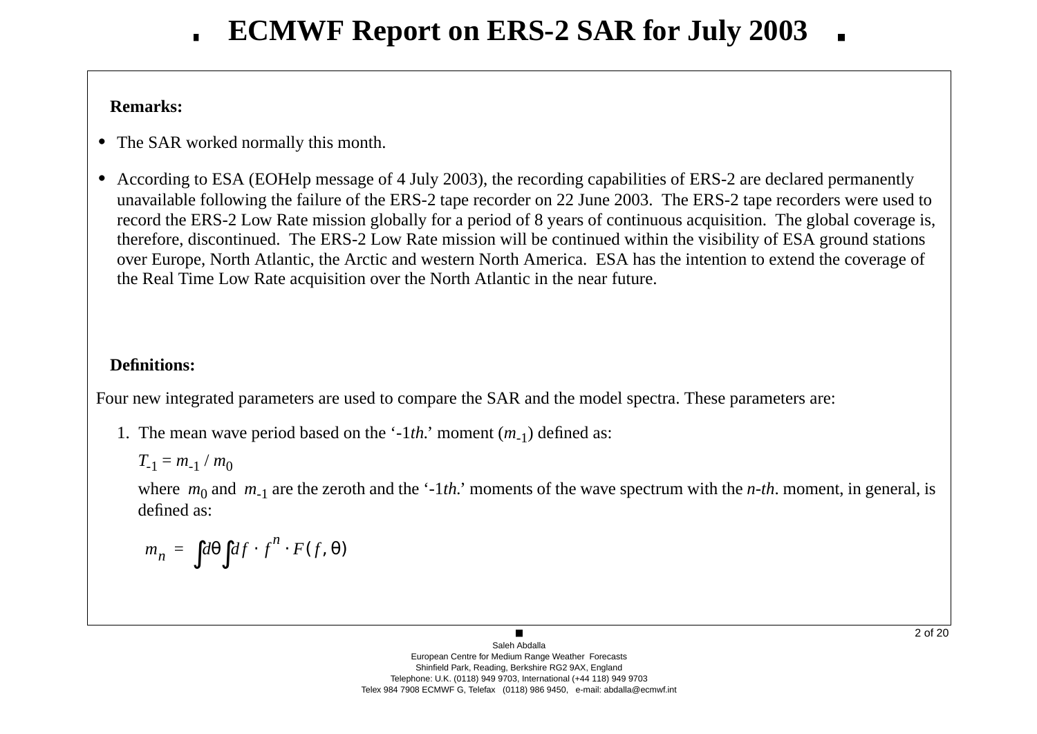# ECMWF Report on ERS-2 SAR for July 2003

**Remarks:**

- The SAR worked normally this month.
- According to ESA (EOHelp message of 4 July 2003), the recording capabilities of ERS-2 are declared permanently unavailable following the failure of the ERS-2 tape recorder on 22 June 2003. The ERS-2 tape recorders were used to record the ERS-2 Low Rate mission globally for a period of 8 years of continuous acquisition. The global coverage is, therefore, discontinued. The ERS-2 Low Rate mission will be continued within the visibility of ESA ground stations over Europe, North Atlantic, the Arctic and western North America. ESA has the intention to extend the coverage of the Real Time Low Rate acquisition over the North Atlantic in the near future.

**Definitions:**

Four new integrated parameters are used to compare the SAR and the model spectra. These parameters are:

1. The mean wave period based on the '-1*th.*' moment ($m_{-1}$) defined as:

   $T_{-1} = m_{-1} / m_0$

   where $m_0$ and $m_{-1}$ are the zeroth and the '-1*th.*' moments of the wave spectrum with the *n-th*. moment, in general, is defined as:

   $$m_n = \int d\theta \int df \cdot f^n \cdot F(f, \theta)$$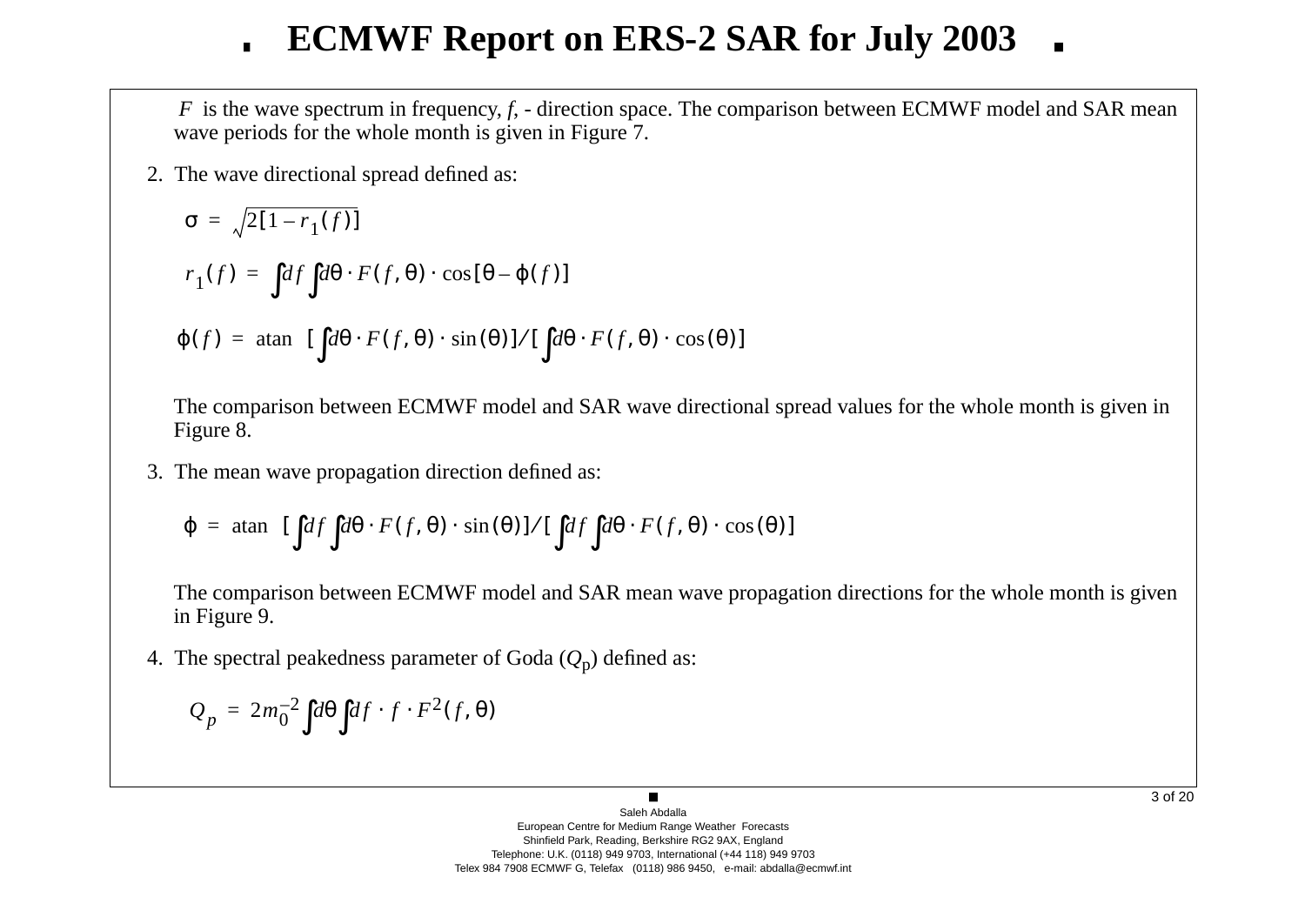$F$ is the wave spectrum in frequency, $f$, - direction space. The comparison between ECMWF model and SAR mean wave periods for the whole month is given in Figure 7.

2. The wave directional spread defined as:

$$\sigma = \sqrt{2[1 - r_1(f)]}$$

$$r_1(f) = \int df \int d\theta \cdot F(f, \theta) \cdot \cos[\theta - \varphi(f)]$$

$$\varphi(f) = \operatorname{atan} \left[ \int d\theta \cdot F(f, \theta) \cdot \sin(\theta) \right] / \left[ \int d\theta \cdot F(f, \theta) \cdot \cos(\theta) \right]$$

The comparison between ECMWF model and SAR wave directional spread values for the whole month is given in Figure 8.

3. The mean wave propagation direction defined as:

$$\varphi = \operatorname{atan} \left[ \int df \int d\theta \cdot F(f, \theta) \cdot \sin(\theta) \right] / \left[ \int df \int d\theta \cdot F(f, \theta) \cdot \cos(\theta) \right]$$

The comparison between ECMWF model and SAR mean wave propagation directions for the whole month is given in Figure 9.

4. The spectral peakedness parameter of Goda ($Q_p$) defined as:

$$Q_p = 2 m_0^{-2} \int d\theta \int df \cdot f \cdot F^2(f, \theta)$$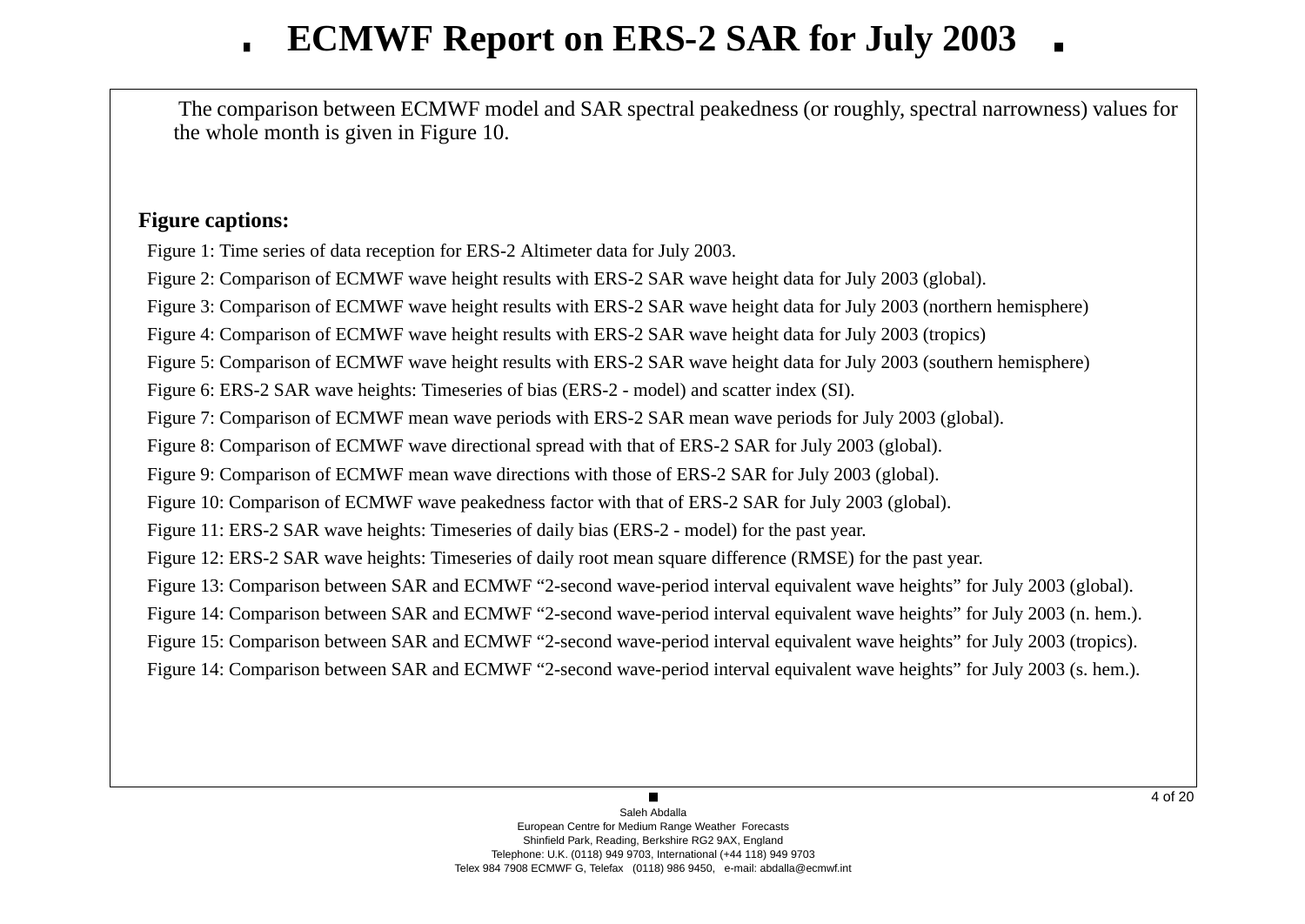The comparison between ECMWF model and SAR spectral peakedness (or roughly, spectral narrowness) values for the whole month is given in Figure 10.

**Figure captions:**

Figure 1: Time series of data reception for ERS-2 Altimeter data for July 2003.

Figure 2: Comparison of ECMWF wave height results with ERS-2 SAR wave height data for July 2003 (global).

Figure 3: Comparison of ECMWF wave height results with ERS-2 SAR wave height data for July 2003 (northern hemisphere)

Figure 4: Comparison of ECMWF wave height results with ERS-2 SAR wave height data for July 2003 (tropics)

Figure 5: Comparison of ECMWF wave height results with ERS-2 SAR wave height data for July 2003 (southern hemisphere)

Figure 6: ERS-2 SAR wave heights: Timeseries of bias (ERS-2 - model) and scatter index (SI).

Figure 7: Comparison of ECMWF mean wave periods with ERS-2 SAR mean wave periods for July 2003 (global).

Figure 8: Comparison of ECMWF wave directional spread with that of ERS-2 SAR for July 2003 (global).

Figure 9: Comparison of ECMWF mean wave directions with those of ERS-2 SAR for July 2003 (global).

Figure 10: Comparison of ECMWF wave peakedness factor with that of ERS-2 SAR for July 2003 (global).

Figure 11: ERS-2 SAR wave heights: Timeseries of daily bias (ERS-2 - model) for the past year.

Figure 12: ERS-2 SAR wave heights: Timeseries of daily root mean square difference (RMSE) for the past year.

Figure 13: Comparison between SAR and ECMWF "2-second wave-period interval equivalent wave heights" for July 2003 (global).

Figure 14: Comparison between SAR and ECMWF "2-second wave-period interval equivalent wave heights" for July 2003 (n. hem.).

Figure 15: Comparison between SAR and ECMWF "2-second wave-period interval equivalent wave heights" for July 2003 (tropics).

Figure 14: Comparison between SAR and ECMWF "2-second wave-period interval equivalent wave heights" for July 2003 (s. hem.).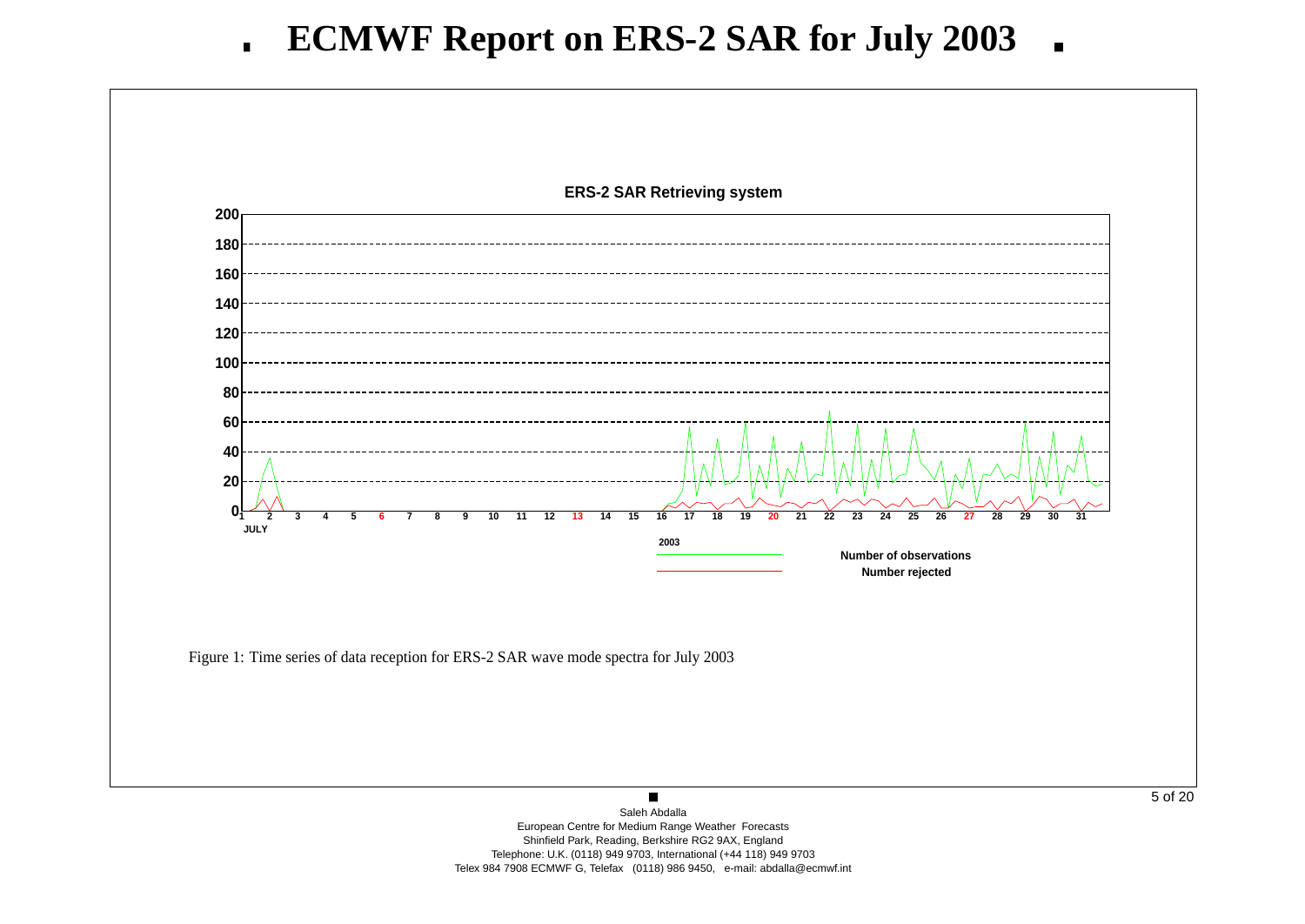# ECMWF Report on ERS-2 SAR for July 2003

ERS-2 SAR Retrieving system

Number of observations
Number rejected

Figure 1: Time series of data reception for ERS-2 SAR wave mode spectra for July 2003

Saleh Abdalla
European Centre for Medium Range Weather Forecasts
Shinfield Park, Reading, Berkshire RG2 9AX, England
Telephone: U.K. (0118) 949 9703, International (+44 118) 949 9703
Telex 984 7908 ECMWF G, Telefax (0118) 986 9450, e-mail: abdalla@ecmwf.int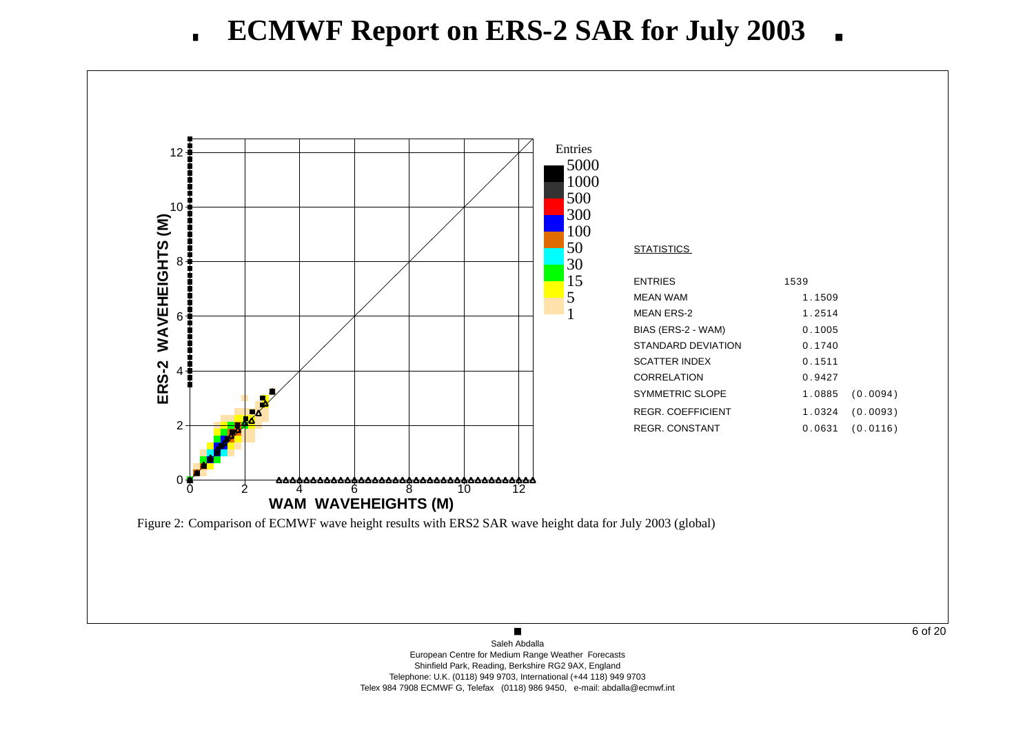# ECMWF Report on ERS-2 SAR for July 2003

**STATISTICS**

| | | |
|---|---|---|
| ENTRIES | 1539 | |
| MEAN WAM | 1.1509 | |
| MEAN ERS-2 | 1.2514 | |
| BIAS (ERS-2 - WAM) | 0.1005 | |
| STANDARD DEVIATION | 0.1740 | |
| SCATTER INDEX | 0.1511 | |
| CORRELATION | 0.9427 | |
| SYMMETRIC SLOPE | 1.0885 | (0.0094) |
| REGR. COEFFICIENT | 1.0324 | (0.0093) |
| REGR. CONSTANT | 0.0631 | (0.0116) |

Figure 2: Comparison of ECMWF wave height results with ERS2 SAR wave height data for July 2003 (global)

Saleh Abdalla
European Centre for Medium Range Weather Forecasts
Shinfield Park, Reading, Berkshire RG2 9AX, England
Telephone: U.K. (0118) 949 9703, International (+44 118) 949 9703
Telex 984 7908 ECMWF G, Telefax (0118) 986 9450, e-mail: abdalla@ecmwf.int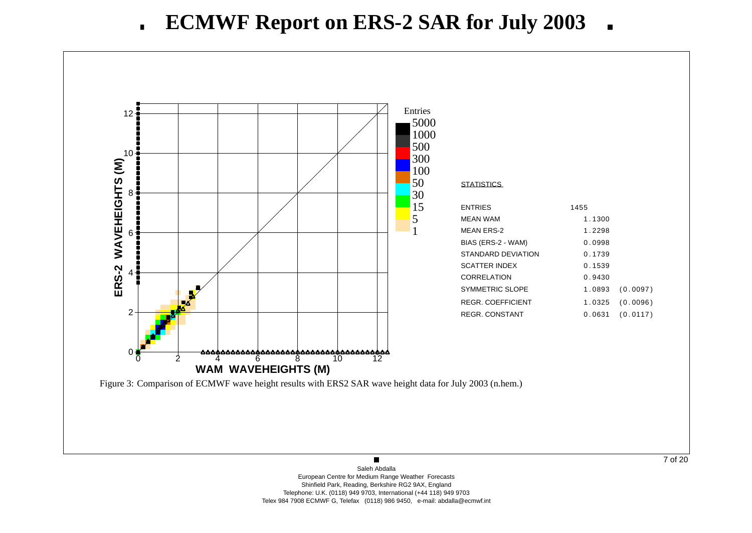# ECMWF Report on ERS-2 SAR for July 2003

**STATISTICS**

| | | |
|---|---|---|
| ENTRIES | 1455 | |
| MEAN WAM | 1.1300 | |
| MEAN ERS-2 | 1.2298 | |
| BIAS (ERS-2 - WAM) | 0.0998 | |
| STANDARD DEVIATION | 0.1739 | |
| SCATTER INDEX | 0.1539 | |
| CORRELATION | 0.9430 | |
| SYMMETRIC SLOPE | 1.0893 | (0.0097) |
| REGR. COEFFICIENT | 1.0325 | (0.0096) |
| REGR. CONSTANT | 0.0631 | (0.0117) |

Figure 3: Comparison of ECMWF wave height results with ERS2 SAR wave height data for July 2003 (n.hem.)

Saleh Abdalla
European Centre for Medium Range Weather Forecasts
Shinfield Park, Reading, Berkshire RG2 9AX, England
Telephone: U.K. (0118) 949 9703, International (+44 118) 949 9703
Telex 984 7908 ECMWF G, Telefax (0118) 986 9450, e-mail: abdalla@ecmwf.int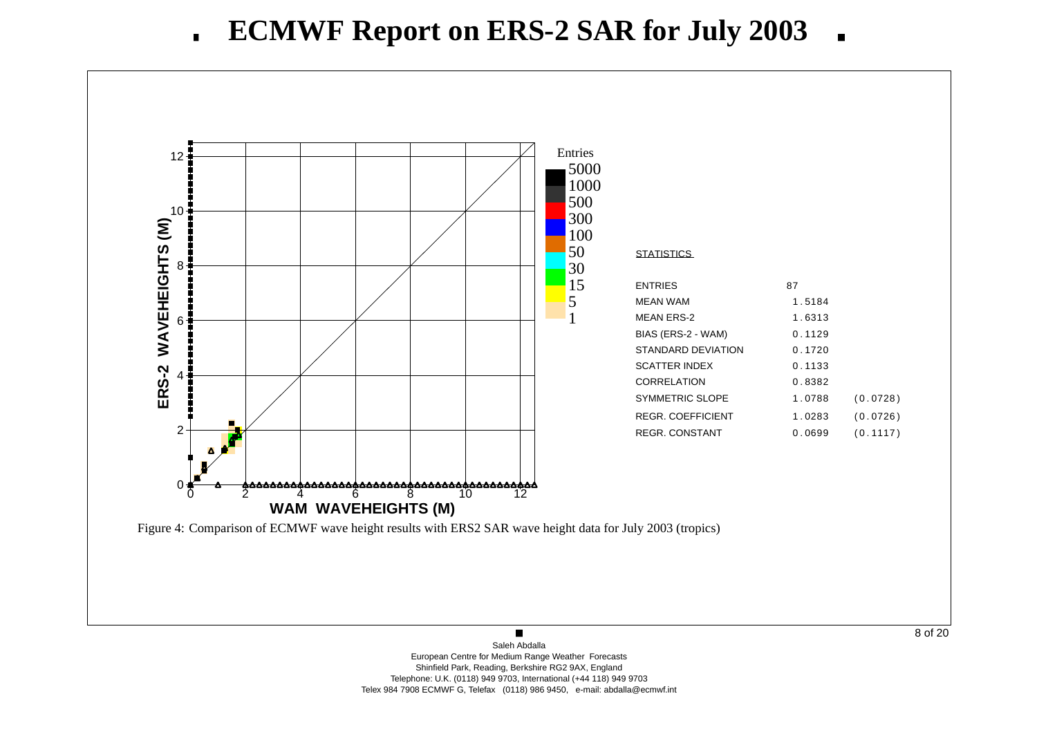# ECMWF Report on ERS-2 SAR for July 2003

**STATISTICS**

| | | |
|---|---|---|
| ENTRIES | 87 | |
| MEAN WAM | 1.5184 | |
| MEAN ERS-2 | 1.6313 | |
| BIAS (ERS-2 - WAM) | 0.1129 | |
| STANDARD DEVIATION | 0.1720 | |
| SCATTER INDEX | 0.1133 | |
| CORRELATION | 0.8382 | |
| SYMMETRIC SLOPE | 1.0788 | (0.0728) |
| REGR. COEFFICIENT | 1.0283 | (0.0726) |
| REGR. CONSTANT | 0.0699 | (0.1117) |

Figure 4: Comparison of ECMWF wave height results with ERS2 SAR wave height data for July 2003 (tropics)

Saleh Abdalla
European Centre for Medium Range Weather Forecasts
Shinfield Park, Reading, Berkshire RG2 9AX, England
Telephone: U.K. (0118) 949 9703, International (+44 118) 949 9703
Telex 984 7908 ECMWF G, Telefax (0118) 986 9450, e-mail: abdalla@ecmwf.int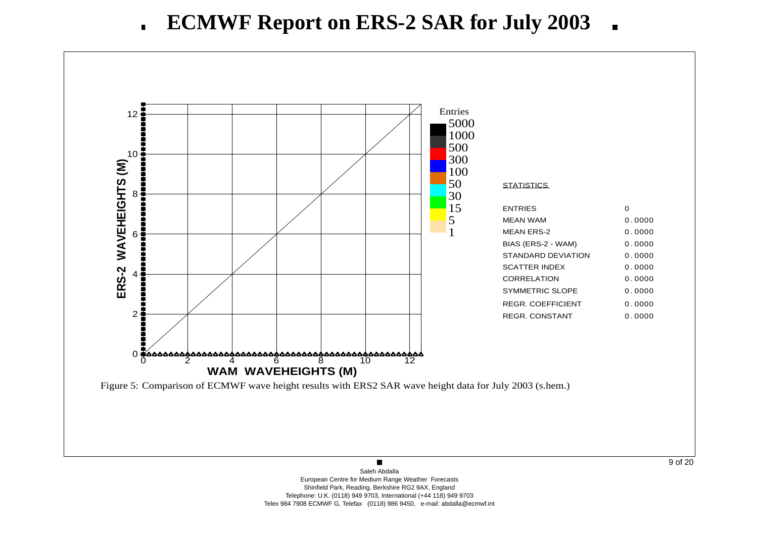# ECMWF Report on ERS-2 SAR for July 2003

STATISTICS

| | |
|---|---|
| ENTRIES | 0 |
| MEAN WAM | 0.0000 |
| MEAN ERS-2 | 0.0000 |
| BIAS (ERS-2 - WAM) | 0.0000 |
| STANDARD DEVIATION | 0.0000 |
| SCATTER INDEX | 0.0000 |
| CORRELATION | 0.0000 |
| SYMMETRIC SLOPE | 0.0000 |
| REGR. COEFFICIENT | 0.0000 |
| REGR. CONSTANT | 0.0000 |

Figure 5: Comparison of ECMWF wave height results with ERS2 SAR wave height data for July 2003 (s.hem.)

Saleh Abdalla
European Centre for Medium Range Weather Forecasts
Shinfield Park, Reading, Berkshire RG2 9AX, England
Telephone: U.K. (0118) 949 9703, International (+44 118) 949 9703
Telex 984 7908 ECMWF G, Telefax (0118) 986 9450, e-mail: abdalla@ecmwf.int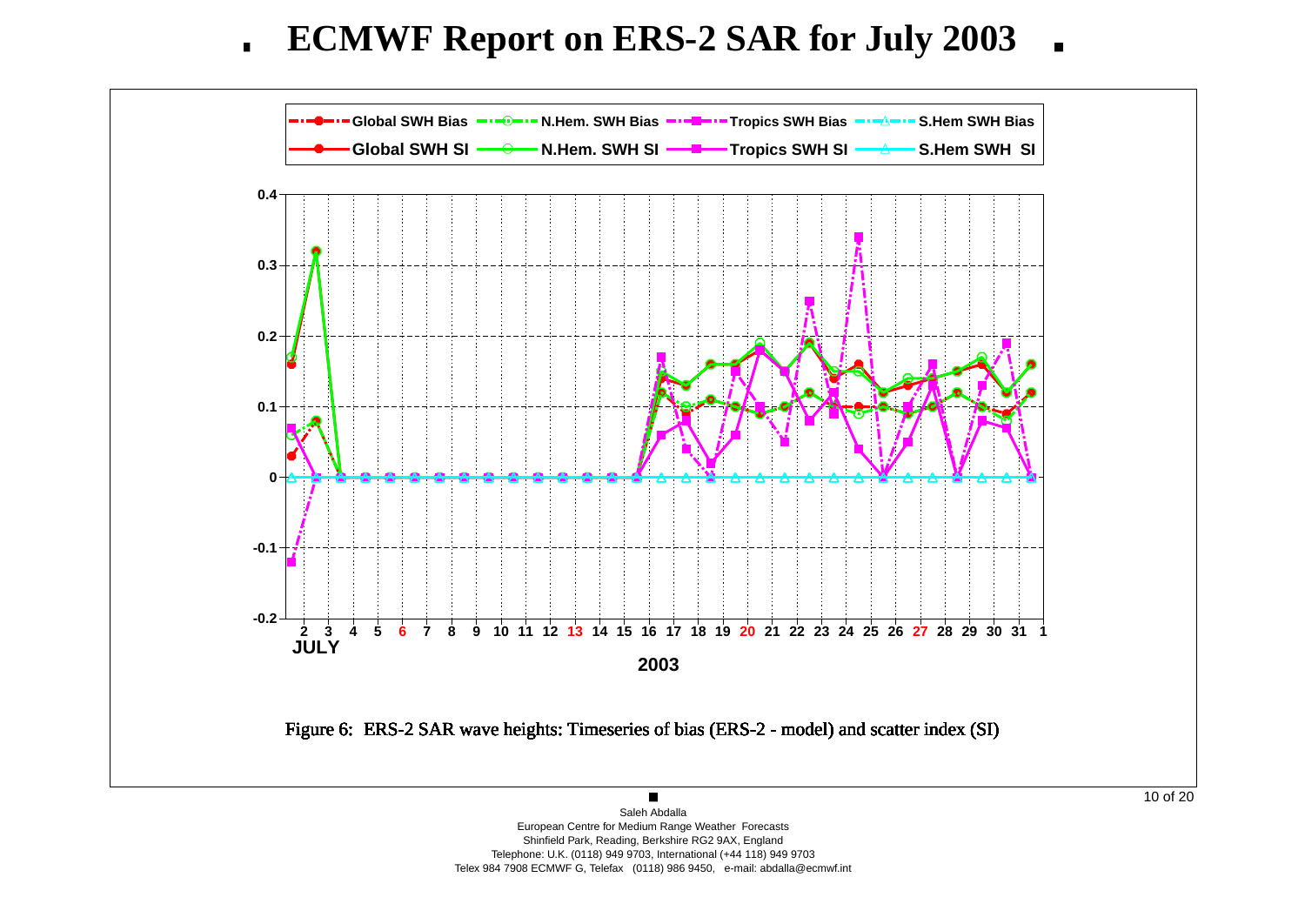# ECMWF Report on ERS-2 SAR for July 2003

Figure 6: ERS-2 SAR wave heights: Timeseries of bias (ERS-2 - model) and scatter index (SI)

Saleh Abdalla
European Centre for Medium Range Weather Forecasts
Shinfield Park, Reading, Berkshire RG2 9AX, England
Telephone: U.K. (0118) 949 9703, International (+44 118) 949 9703
Telex 984 7908 ECMWF G, Telefax (0118) 986 9450, e-mail: abdalla@ecmwf.int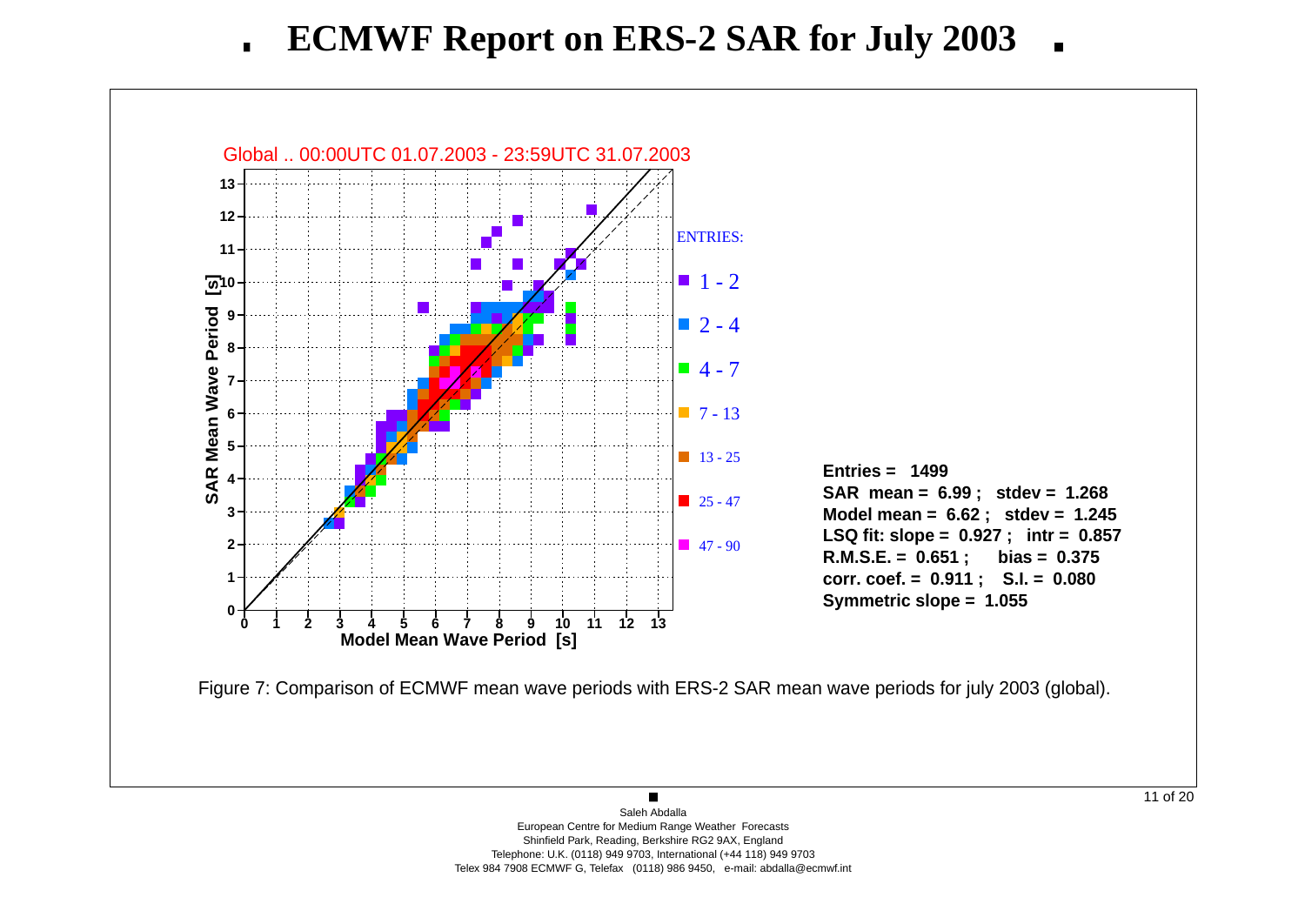# ECMWF Report on ERS-2 SAR for July 2003

Global .. 00:00UTC 01.07.2003 - 23:59UTC 31.07.2003

ENTRIES:
- 1 - 2
- 2 - 4
- 4 - 7
- 7 - 13
- 13 - 25
- 25 - 47
- 47 - 90

**Entries = 1499**
**SAR mean = 6.99 ; stdev = 1.268**
**Model mean = 6.62 ; stdev = 1.245**
**LSQ fit: slope = 0.927 ; intr = 0.857**
**R.M.S.E. = 0.651 ; bias = 0.375**
**corr. coef. = 0.911 ; S.I. = 0.080**
**Symmetric slope = 1.055**

Figure 7: Comparison of ECMWF mean wave periods with ERS-2 SAR mean wave periods for july 2003 (global).

Saleh Abdalla
European Centre for Medium Range Weather Forecasts
Shinfield Park, Reading, Berkshire RG2 9AX, England
Telephone: U.K. (0118) 949 9703, International (+44 118) 949 9703
Telex 984 7908 ECMWF G, Telefax (0118) 986 9450, e-mail: abdalla@ecmwf.int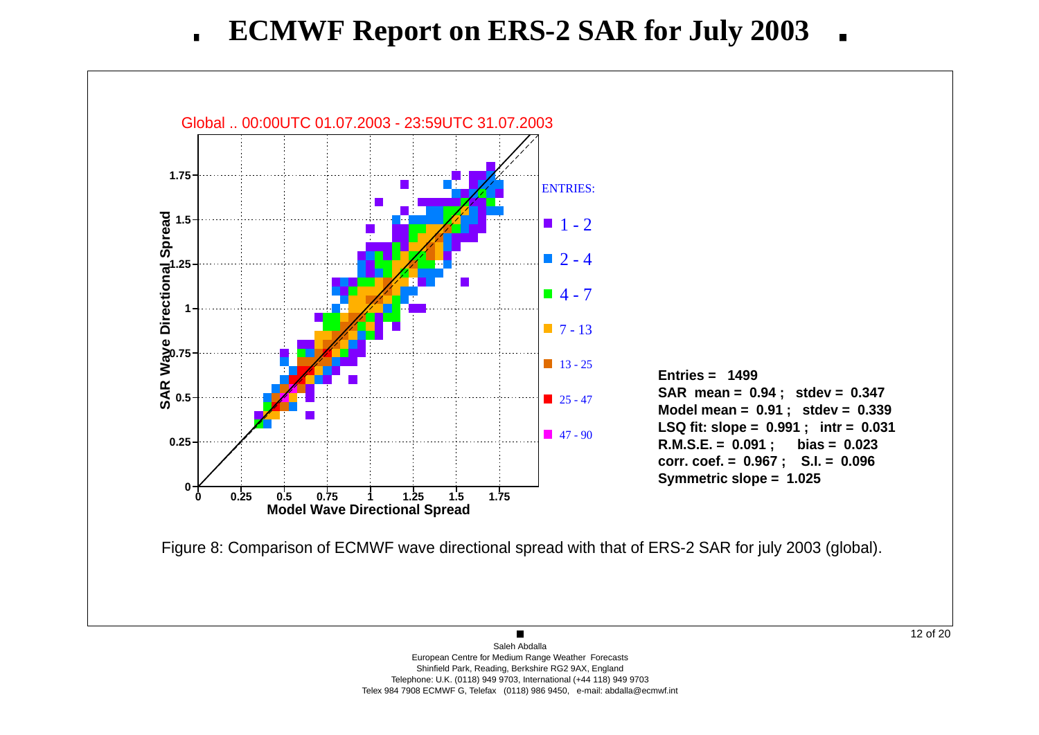# ECMWF Report on ERS-2 SAR for July 2003

Global .. 00:00UTC 01.07.2003 - 23:59UTC 31.07.2003

**Entries = 1499**
**SAR mean = 0.94 ; stdev = 0.347**
**Model mean = 0.91 ; stdev = 0.339**
**LSQ fit: slope = 0.991 ; intr = 0.031**
**R.M.S.E. = 0.091 ; bias = 0.023**
**corr. coef. = 0.967 ; S.I. = 0.096**
**Symmetric slope = 1.025**

Figure 8: Comparison of ECMWF wave directional spread with that of ERS-2 SAR for july 2003 (global).

Saleh Abdalla
European Centre for Medium Range Weather Forecasts
Shinfield Park, Reading, Berkshire RG2 9AX, England
Telephone: U.K. (0118) 949 9703, International (+44 118) 949 9703
Telex 984 7908 ECMWF G, Telefax (0118) 986 9450, e-mail: abdalla@ecmwf.int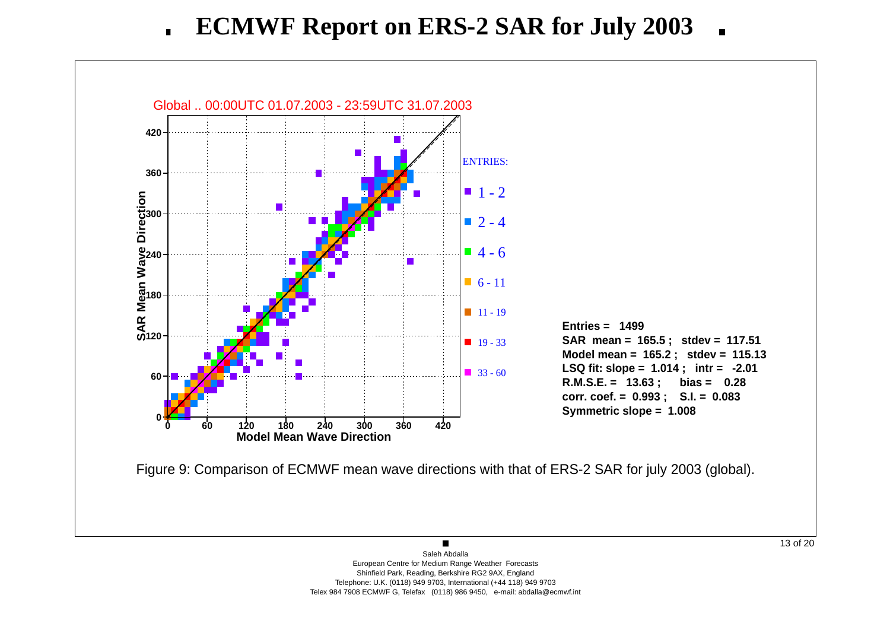# ECMWF Report on ERS-2 SAR for July 2003

Global .. 00:00UTC 01.07.2003 - 23:59UTC 31.07.2003

ENTRIES:

- 1 - 2
- 2 - 4
- 4 - 6
- 6 - 11
- 11 - 19
- 19 - 33
- 33 - 60

**Entries = 1499**
**SAR mean = 165.5 ; stdev = 117.51**
**Model mean = 165.2 ; stdev = 115.13**
**LSQ fit: slope = 1.014 ; intr = -2.01**
**R.M.S.E. = 13.63 ; bias = 0.28**
**corr. coef. = 0.993 ; S.I. = 0.083**
**Symmetric slope = 1.008**

Figure 9: Comparison of ECMWF mean wave directions with that of ERS-2 SAR for july 2003 (global).

Saleh Abdalla
European Centre for Medium Range Weather Forecasts
Shinfield Park, Reading, Berkshire RG2 9AX, England
Telephone: U.K. (0118) 949 9703, International (+44 118) 949 9703
Telex 984 7908 ECMWF G, Telefax (0118) 986 9450, e-mail: abdalla@ecmwf.int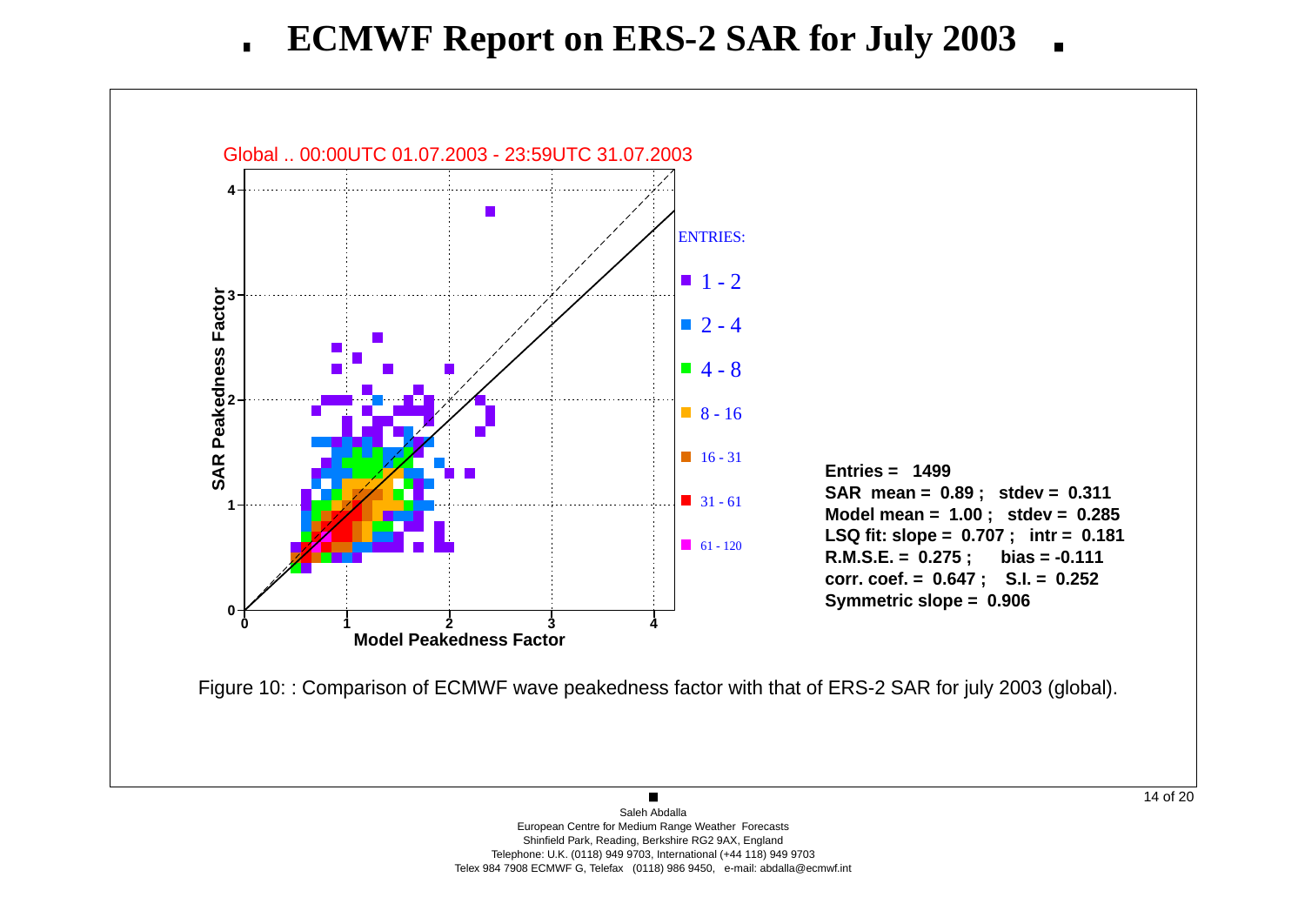# ECMWF Report on ERS-2 SAR for July 2003

Global .. 00:00UTC 01.07.2003 - 23:59UTC 31.07.2003

ENTRIES:

- 1 - 2
- 2 - 4
- 4 - 8
- 8 - 16
- 16 - 31
- 31 - 61
- 61 - 120

**Entries = 1499**
**SAR mean = 0.89 ; stdev = 0.311**
**Model mean = 1.00 ; stdev = 0.285**
**LSQ fit: slope = 0.707 ; intr = 0.181**
**R.M.S.E. = 0.275 ; bias = -0.111**
**corr. coef. = 0.647 ; S.I. = 0.252**
**Symmetric slope = 0.906**

Figure 10: : Comparison of ECMWF wave peakedness factor with that of ERS-2 SAR for july 2003 (global).

Saleh Abdalla
European Centre for Medium Range Weather Forecasts
Shinfield Park, Reading, Berkshire RG2 9AX, England
Telephone: U.K. (0118) 949 9703, International (+44 118) 949 9703
Telex 984 7908 ECMWF G, Telefax (0118) 986 9450, e-mail: abdalla@ecmwf.int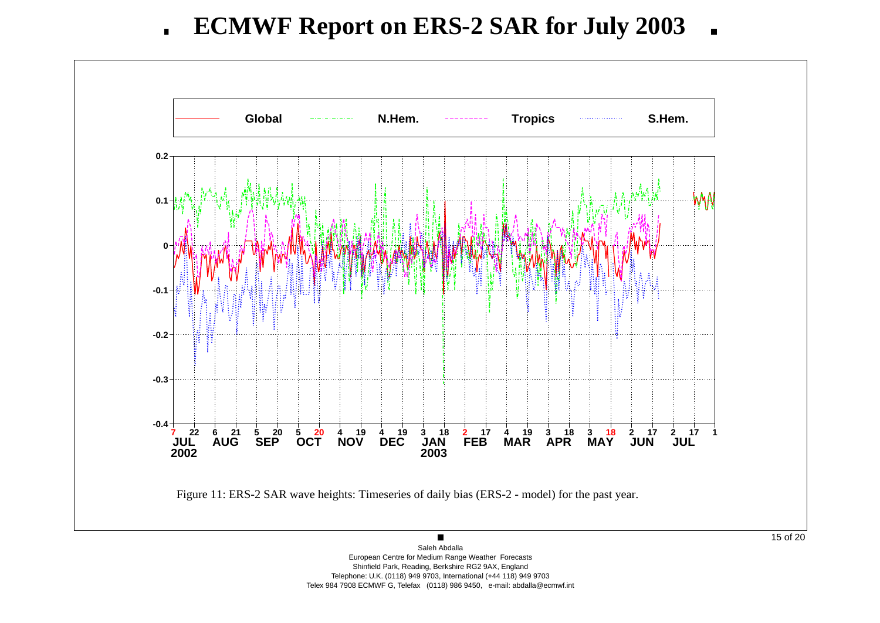# ECMWF Report on ERS-2 SAR for July 2003

Figure 11: ERS-2 SAR wave heights: Timeseries of daily bias (ERS-2 - model) for the past year.

Saleh Abdalla
European Centre for Medium Range Weather Forecasts
Shinfield Park, Reading, Berkshire RG2 9AX, England
Telephone: U.K. (0118) 949 9703, International (+44 118) 949 9703
Telex 984 7908 ECMWF G, Telefax (0118) 986 9450, e-mail: abdalla@ecmwf.int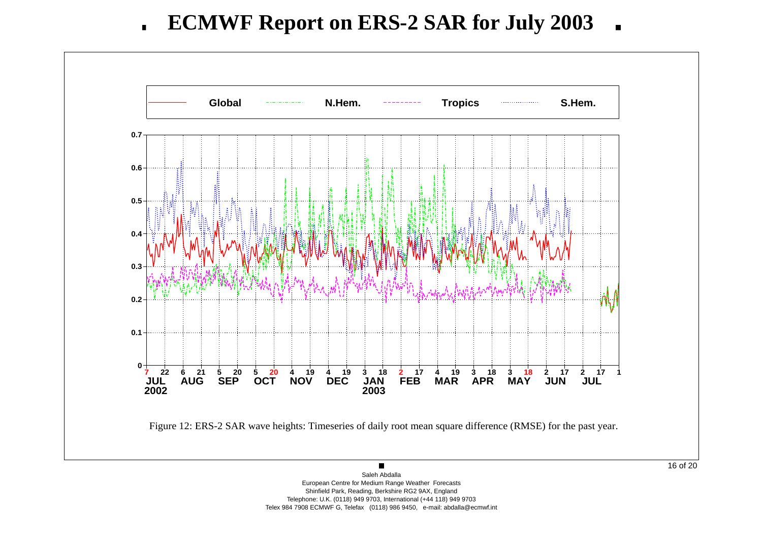# ECMWF Report on ERS-2 SAR for July 2003

Figure 12: ERS-2 SAR wave heights: Timeseries of daily root mean square difference (RMSE) for the past year.

Saleh Abdalla
European Centre for Medium Range Weather Forecasts
Shinfield Park, Reading, Berkshire RG2 9AX, England
Telephone: U.K. (0118) 949 9703, International (+44 118) 949 9703
Telex 984 7908 ECMWF G, Telefax (0118) 986 9450, e-mail: abdalla@ecmwf.int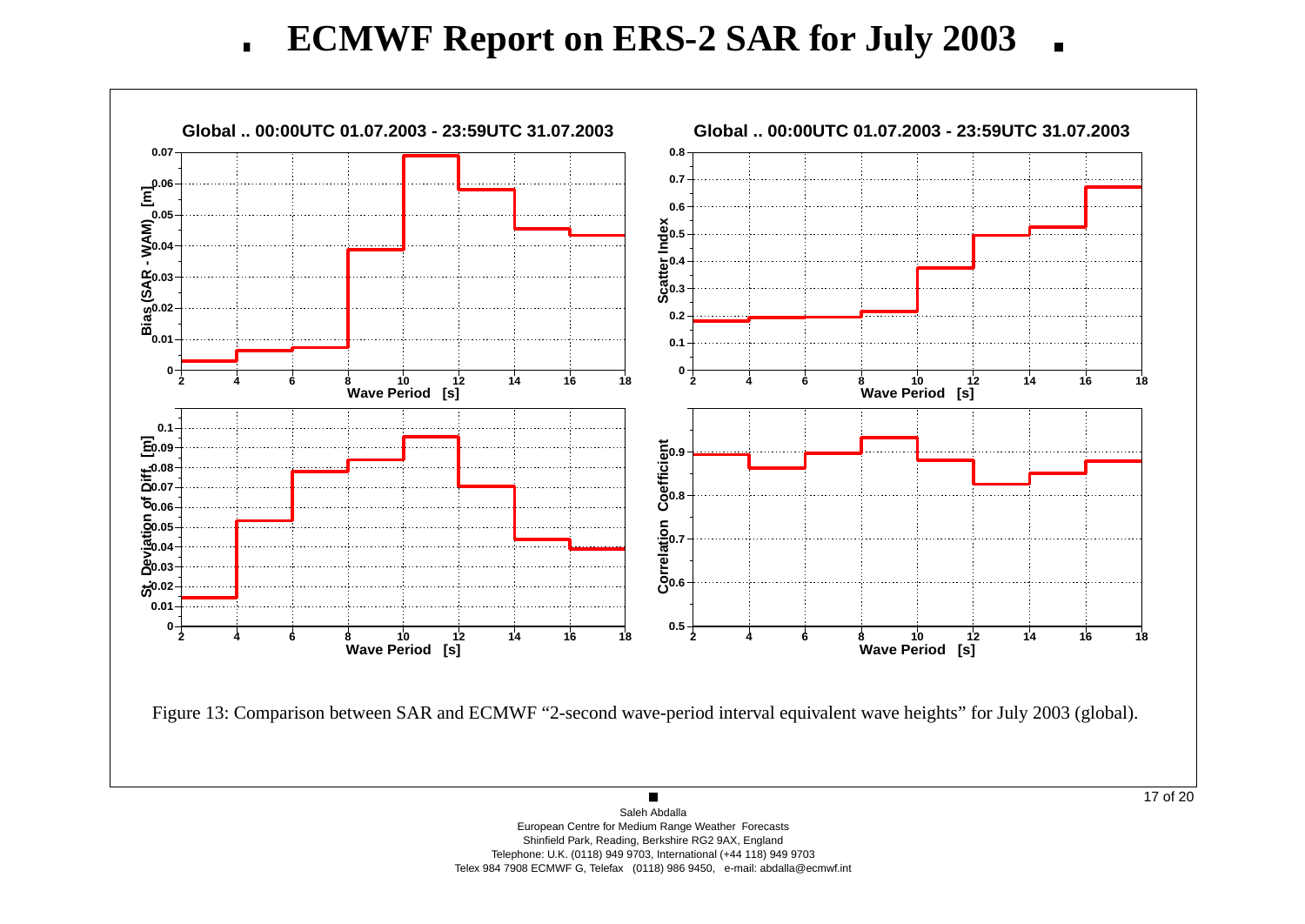Figure 13: Comparison between SAR and ECMWF “2-second wave-period interval equivalent wave heights” for July 2003 (global).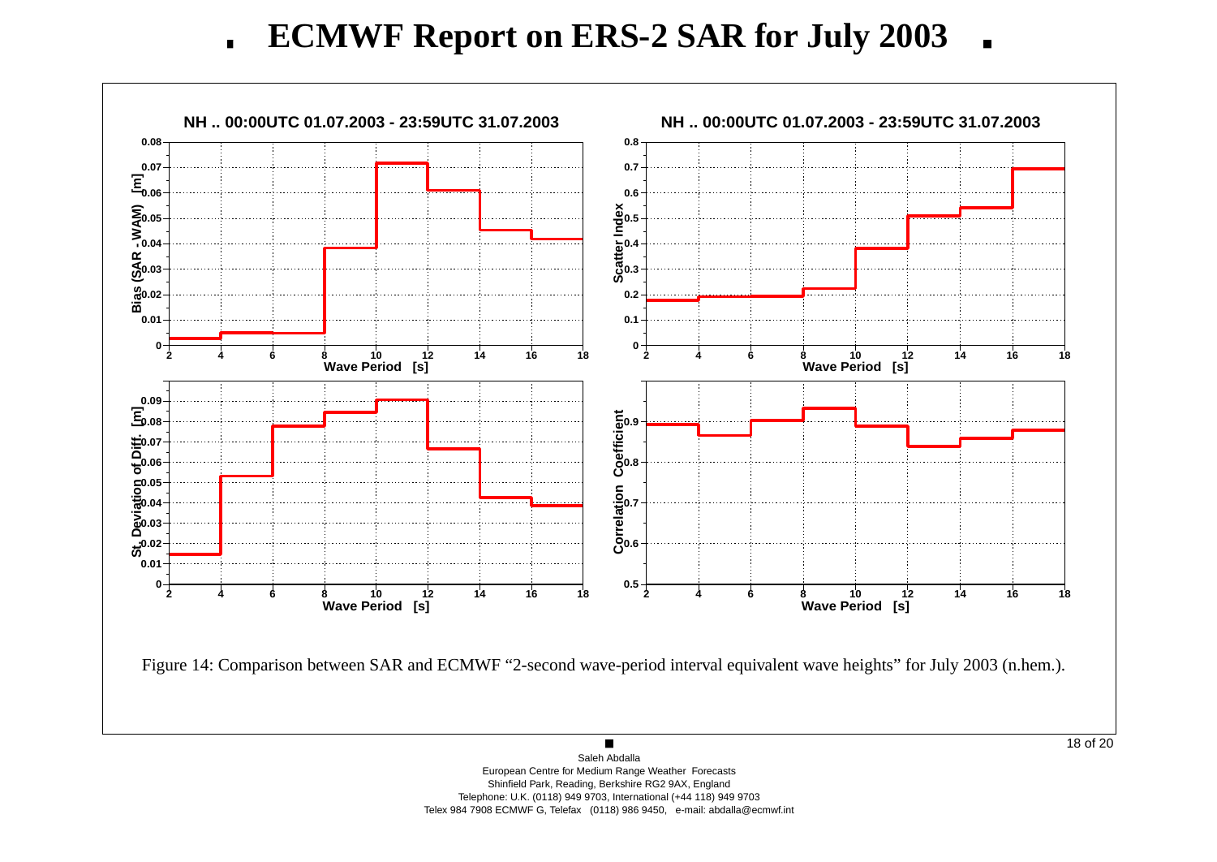# ECMWF Report on ERS-2 SAR for July 2003

Figure 14: Comparison between SAR and ECMWF “2-second wave-period interval equivalent wave heights” for July 2003 (n.hem.).

Saleh Abdalla
European Centre for Medium Range Weather Forecasts
Shinfield Park, Reading, Berkshire RG2 9AX, England
Telephone: U.K. (0118) 949 9703, International (+44 118) 949 9703
Telex 984 7908 ECMWF G, Telefax (0118) 986 9450, e-mail: abdalla@ecmwf.int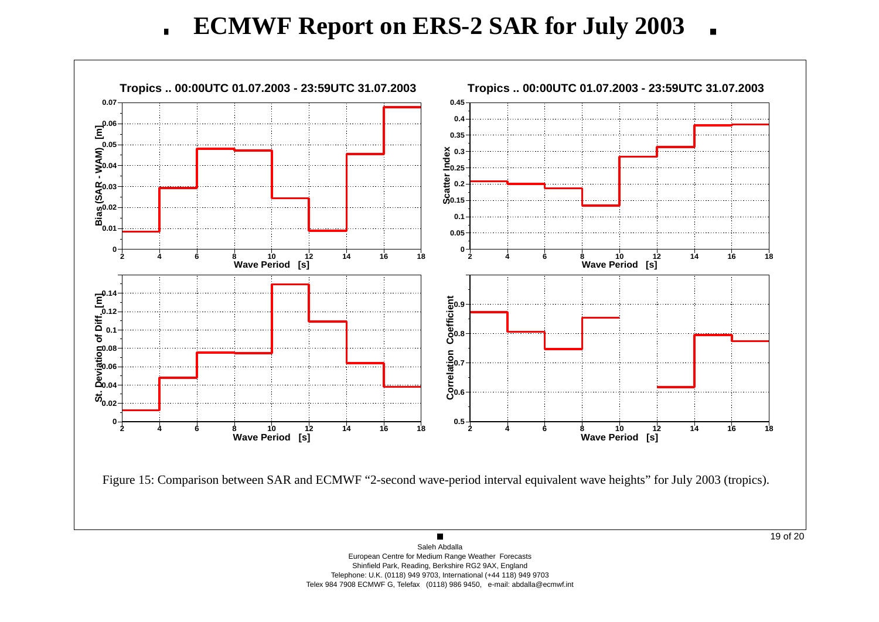# ECMWF Report on ERS-2 SAR for July 2003

Figure 15: Comparison between SAR and ECMWF "2-second wave-period interval equivalent wave heights" for July 2003 (tropics).

Saleh Abdalla
European Centre for Medium Range Weather Forecasts
Shinfield Park, Reading, Berkshire RG2 9AX, England
Telephone: U.K. (0118) 949 9703, International (+44 118) 949 9703
Telex 984 7908 ECMWF G, Telefax (0118) 986 9450, e-mail: abdalla@ecmwf.int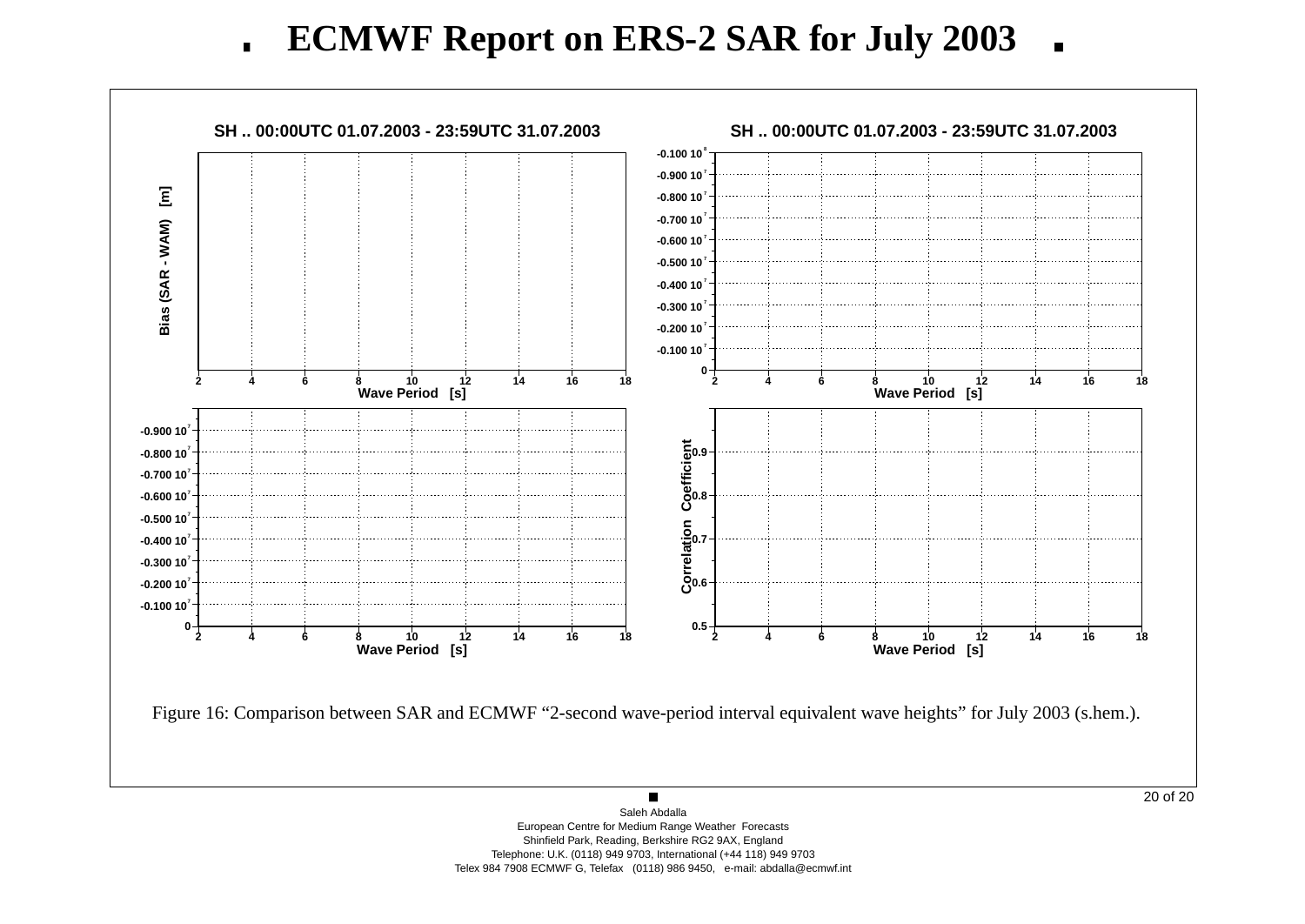# ECMWF Report on ERS-2 SAR for July 2003

SH .. 00:00UTC 01.07.2003 - 23:59UTC 31.07.2003

Bias (SAR - WAM) [m]

2 4 6 8 10 12 14 16 18

Wave Period [s]

SH .. 00:00UTC 01.07.2003 - 23:59UTC 31.07.2003

-0.100 10^8
-0.900 10^7
-0.800 10^7
-0.700 10^7
-0.600 10^7
-0.500 10^7
-0.400 10^7
-0.300 10^7
-0.200 10^7
-0.100 10^7
0

2 4 6 8 10 12 14 16 18

Wave Period [s]

-0.900 10^7
-0.800 10^7
-0.700 10^7
-0.600 10^7
-0.500 10^7
-0.400 10^7
-0.300 10^7
-0.200 10^7
-0.100 10^7
0

2 4 6 8 10 12 14 16 18

Wave Period [s]

Correlation Coefficient

0.9
0.8
0.7
0.6
0.5

2 4 6 8 10 12 14 16 18

Wave Period [s]

Figure 16: Comparison between SAR and ECMWF “2-second wave-period interval equivalent wave heights” for July 2003 (s.hem.).

Saleh Abdalla
European Centre for Medium Range Weather Forecasts
Shinfield Park, Reading, Berkshire RG2 9AX, England
Telephone: U.K. (0118) 949 9703, International (+44 118) 949 9703
Telex 984 7908 ECMWF G, Telefax (0118) 986 9450, e-mail: abdalla@ecmwf.int